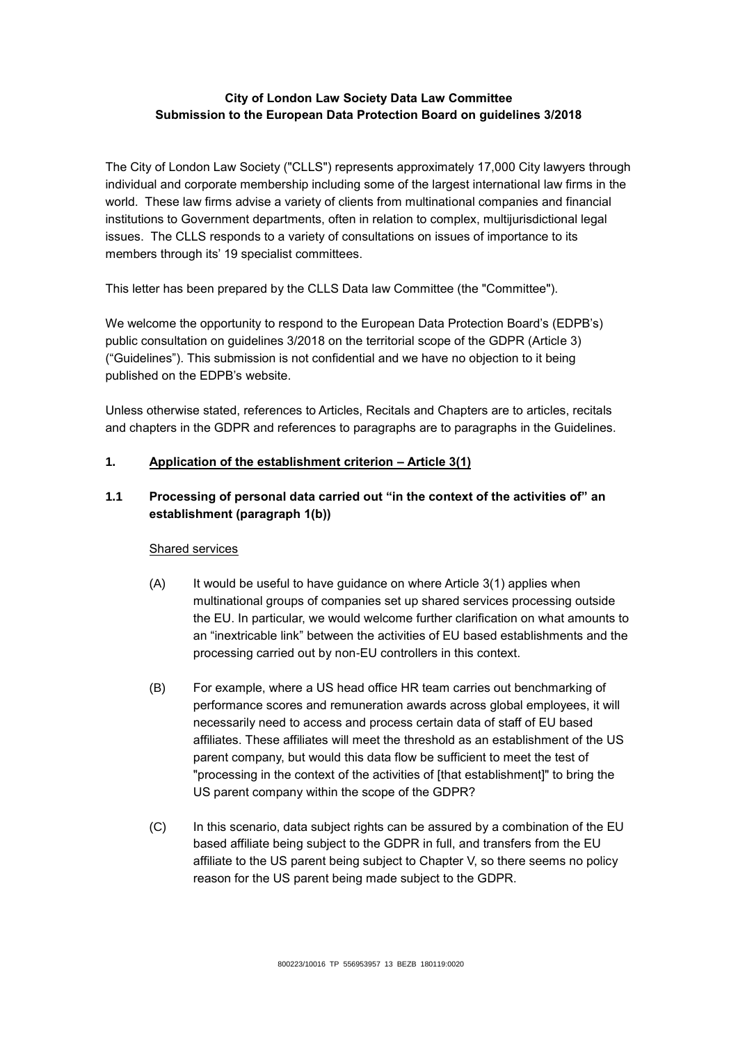**City of London Law Society Data Law Committee**
**Submission to the European Data Protection Board on guidelines 3/2018**

The City of London Law Society ("CLLS") represents approximately 17,000 City lawyers through individual and corporate membership including some of the largest international law firms in the world. These law firms advise a variety of clients from multinational companies and financial institutions to Government departments, often in relation to complex, multijurisdictional legal issues. The CLLS responds to a variety of consultations on issues of importance to its members through its' 19 specialist committees.

This letter has been prepared by the CLLS Data law Committee (the "Committee").

We welcome the opportunity to respond to the European Data Protection Board's (EDPB's) public consultation on guidelines 3/2018 on the territorial scope of the GDPR (Article 3) ("Guidelines"). This submission is not confidential and we have no objection to it being published on the EDPB's website.

Unless otherwise stated, references to Articles, Recitals and Chapters are to articles, recitals and chapters in the GDPR and references to paragraphs are to paragraphs in the Guidelines.

## 1. Application of the establishment criterion – Article 3(1)

### 1.1 Processing of personal data carried out "in the context of the activities of" an establishment (paragraph 1(b))

Shared services

(A) It would be useful to have guidance on where Article 3(1) applies when multinational groups of companies set up shared services processing outside the EU. In particular, we would welcome further clarification on what amounts to an "inextricable link" between the activities of EU based establishments and the processing carried out by non-EU controllers in this context.

(B) For example, where a US head office HR team carries out benchmarking of performance scores and remuneration awards across global employees, it will necessarily need to access and process certain data of staff of EU based affiliates. These affiliates will meet the threshold as an establishment of the US parent company, but would this data flow be sufficient to meet the test of "processing in the context of the activities of [that establishment]" to bring the US parent company within the scope of the GDPR?

(C) In this scenario, data subject rights can be assured by a combination of the EU based affiliate being subject to the GDPR in full, and transfers from the EU affiliate to the US parent being subject to Chapter V, so there seems no policy reason for the US parent being made subject to the GDPR.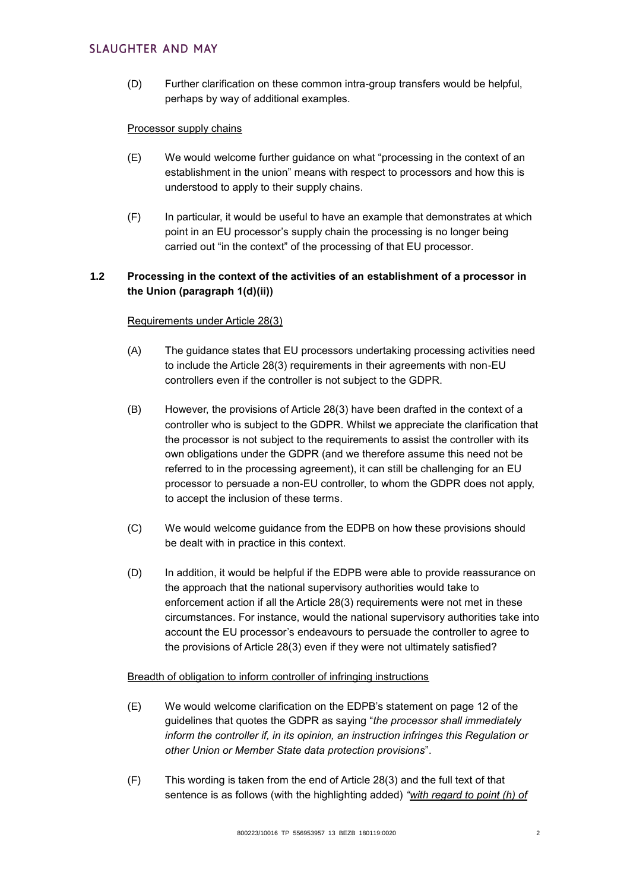(D) Further clarification on these common intra-group transfers would be helpful, perhaps by way of additional examples.

Processor supply chains

(E) We would welcome further guidance on what "processing in the context of an establishment in the union" means with respect to processors and how this is understood to apply to their supply chains.

(F) In particular, it would be useful to have an example that demonstrates at which point in an EU processor's supply chain the processing is no longer being carried out "in the context" of the processing of that EU processor.

### 1.2 Processing in the context of the activities of an establishment of a processor in the Union (paragraph 1(d)(ii))

Requirements under Article 28(3)

(A) The guidance states that EU processors undertaking processing activities need to include the Article 28(3) requirements in their agreements with non-EU controllers even if the controller is not subject to the GDPR.

(B) However, the provisions of Article 28(3) have been drafted in the context of a controller who is subject to the GDPR. Whilst we appreciate the clarification that the processor is not subject to the requirements to assist the controller with its own obligations under the GDPR (and we therefore assume this need not be referred to in the processing agreement), it can still be challenging for an EU processor to persuade a non-EU controller, to whom the GDPR does not apply, to accept the inclusion of these terms.

(C) We would welcome guidance from the EDPB on how these provisions should be dealt with in practice in this context.

(D) In addition, it would be helpful if the EDPB were able to provide reassurance on the approach that the national supervisory authorities would take to enforcement action if all the Article 28(3) requirements were not met in these circumstances. For instance, would the national supervisory authorities take into account the EU processor's endeavours to persuade the controller to agree to the provisions of Article 28(3) even if they were not ultimately satisfied?

Breadth of obligation to inform controller of infringing instructions

(E) We would welcome clarification on the EDPB's statement on page 12 of the guidelines that quotes the GDPR as saying "*the processor shall immediately inform the controller if, in its opinion, an instruction infringes this Regulation or other Union or Member State data protection provisions*".

(F) This wording is taken from the end of Article 28(3) and the full text of that sentence is as follows (with the highlighting added) *"<u>with regard to point (h) of</u>*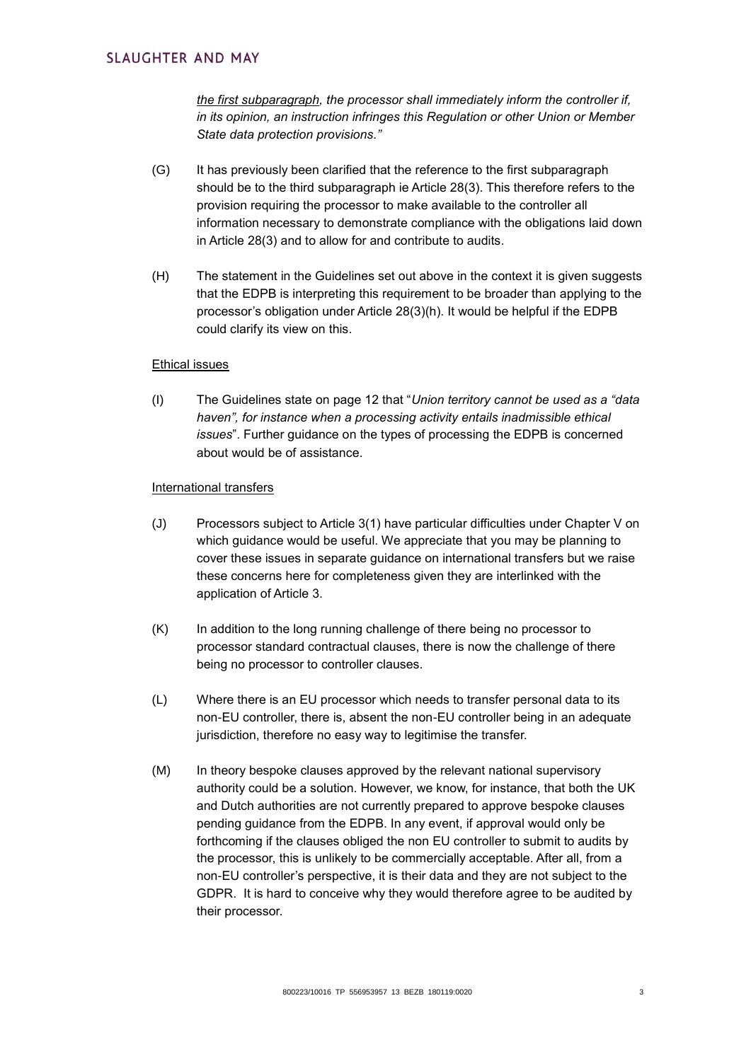*the first subparagraph, the processor shall immediately inform the controller if, in its opinion, an instruction infringes this Regulation or other Union or Member State data protection provisions."*

(G) It has previously been clarified that the reference to the first subparagraph should be to the third subparagraph ie Article 28(3). This therefore refers to the provision requiring the processor to make available to the controller all information necessary to demonstrate compliance with the obligations laid down in Article 28(3) and to allow for and contribute to audits.

(H) The statement in the Guidelines set out above in the context it is given suggests that the EDPB is interpreting this requirement to be broader than applying to the processor's obligation under Article 28(3)(h). It would be helpful if the EDPB could clarify its view on this.

Ethical issues

(I) The Guidelines state on page 12 that "*Union territory cannot be used as a "data haven", for instance when a processing activity entails inadmissible ethical issues*". Further guidance on the types of processing the EDPB is concerned about would be of assistance.

International transfers

(J) Processors subject to Article 3(1) have particular difficulties under Chapter V on which guidance would be useful. We appreciate that you may be planning to cover these issues in separate guidance on international transfers but we raise these concerns here for completeness given they are interlinked with the application of Article 3.

(K) In addition to the long running challenge of there being no processor to processor standard contractual clauses, there is now the challenge of there being no processor to controller clauses.

(L) Where there is an EU processor which needs to transfer personal data to its non-EU controller, there is, absent the non-EU controller being in an adequate jurisdiction, therefore no easy way to legitimise the transfer.

(M) In theory bespoke clauses approved by the relevant national supervisory authority could be a solution. However, we know, for instance, that both the UK and Dutch authorities are not currently prepared to approve bespoke clauses pending guidance from the EDPB. In any event, if approval would only be forthcoming if the clauses obliged the non EU controller to submit to audits by the processor, this is unlikely to be commercially acceptable. After all, from a non-EU controller's perspective, it is their data and they are not subject to the GDPR. It is hard to conceive why they would therefore agree to be audited by their processor.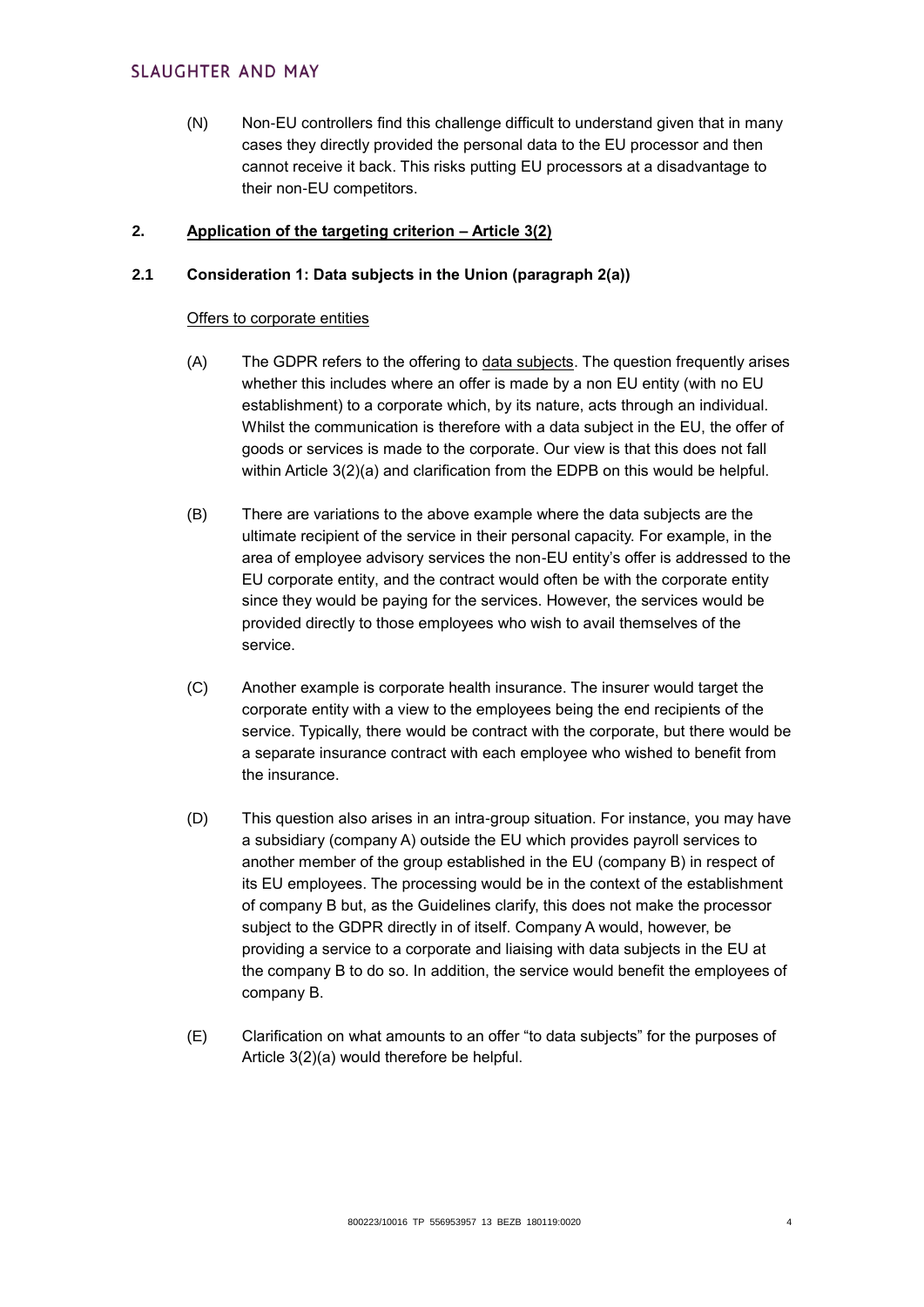(N) Non-EU controllers find this challenge difficult to understand given that in many cases they directly provided the personal data to the EU processor and then cannot receive it back. This risks putting EU processors at a disadvantage to their non-EU competitors.

## 2. Application of the targeting criterion – Article 3(2)

### 2.1 Consideration 1: Data subjects in the Union (paragraph 2(a))

Offers to corporate entities

(A) The GDPR refers to the offering to data subjects. The question frequently arises whether this includes where an offer is made by a non EU entity (with no EU establishment) to a corporate which, by its nature, acts through an individual. Whilst the communication is therefore with a data subject in the EU, the offer of goods or services is made to the corporate. Our view is that this does not fall within Article 3(2)(a) and clarification from the EDPB on this would be helpful.

(B) There are variations to the above example where the data subjects are the ultimate recipient of the service in their personal capacity. For example, in the area of employee advisory services the non-EU entity's offer is addressed to the EU corporate entity, and the contract would often be with the corporate entity since they would be paying for the services. However, the services would be provided directly to those employees who wish to avail themselves of the service.

(C) Another example is corporate health insurance. The insurer would target the corporate entity with a view to the employees being the end recipients of the service. Typically, there would be contract with the corporate, but there would be a separate insurance contract with each employee who wished to benefit from the insurance.

(D) This question also arises in an intra-group situation. For instance, you may have a subsidiary (company A) outside the EU which provides payroll services to another member of the group established in the EU (company B) in respect of its EU employees. The processing would be in the context of the establishment of company B but, as the Guidelines clarify, this does not make the processor subject to the GDPR directly in of itself. Company A would, however, be providing a service to a corporate and liaising with data subjects in the EU at the company B to do so. In addition, the service would benefit the employees of company B.

(E) Clarification on what amounts to an offer "to data subjects" for the purposes of Article 3(2)(a) would therefore be helpful.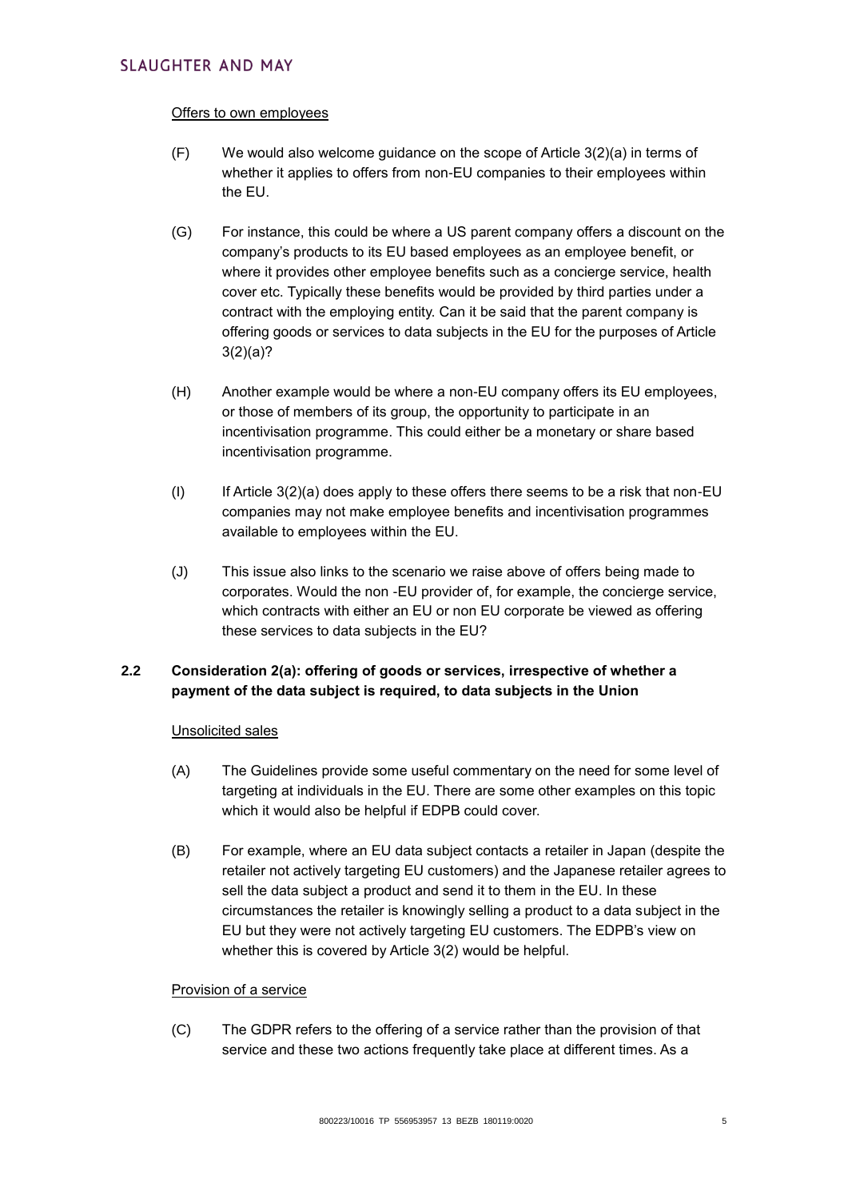Offers to own employees

(F) We would also welcome guidance on the scope of Article 3(2)(a) in terms of whether it applies to offers from non-EU companies to their employees within the EU.

(G) For instance, this could be where a US parent company offers a discount on the company's products to its EU based employees as an employee benefit, or where it provides other employee benefits such as a concierge service, health cover etc. Typically these benefits would be provided by third parties under a contract with the employing entity. Can it be said that the parent company is offering goods or services to data subjects in the EU for the purposes of Article 3(2)(a)?

(H) Another example would be where a non-EU company offers its EU employees, or those of members of its group, the opportunity to participate in an incentivisation programme. This could either be a monetary or share based incentivisation programme.

(I) If Article 3(2)(a) does apply to these offers there seems to be a risk that non-EU companies may not make employee benefits and incentivisation programmes available to employees within the EU.

(J) This issue also links to the scenario we raise above of offers being made to corporates. Would the non -EU provider of, for example, the concierge service, which contracts with either an EU or non EU corporate be viewed as offering these services to data subjects in the EU?

## 2.2 Consideration 2(a): offering of goods or services, irrespective of whether a payment of the data subject is required, to data subjects in the Union

Unsolicited sales

(A) The Guidelines provide some useful commentary on the need for some level of targeting at individuals in the EU. There are some other examples on this topic which it would also be helpful if EDPB could cover.

(B) For example, where an EU data subject contacts a retailer in Japan (despite the retailer not actively targeting EU customers) and the Japanese retailer agrees to sell the data subject a product and send it to them in the EU. In these circumstances the retailer is knowingly selling a product to a data subject in the EU but they were not actively targeting EU customers. The EDPB's view on whether this is covered by Article 3(2) would be helpful.

Provision of a service

(C) The GDPR refers to the offering of a service rather than the provision of that service and these two actions frequently take place at different times. As a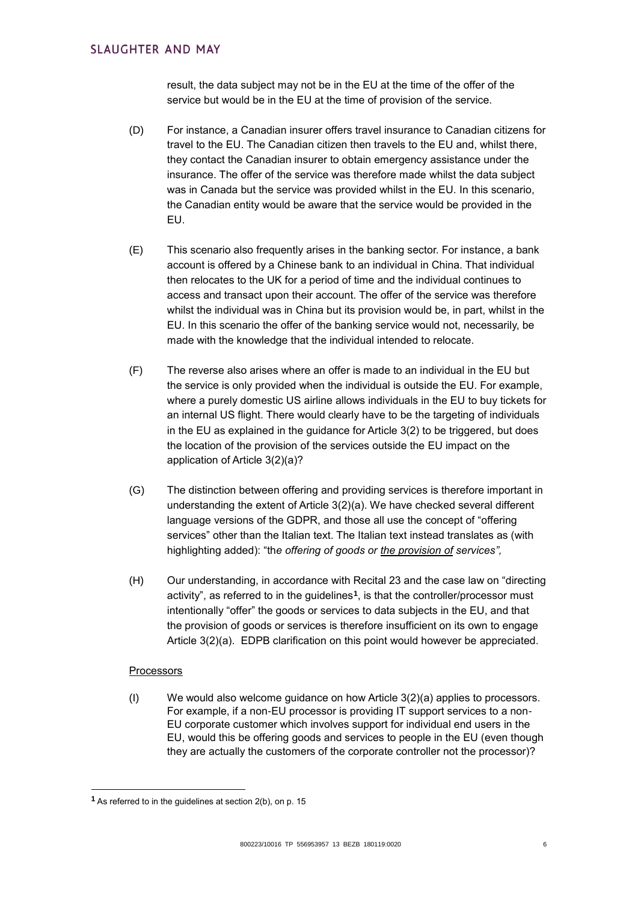result, the data subject may not be in the EU at the time of the offer of the service but would be in the EU at the time of provision of the service.

(D) For instance, a Canadian insurer offers travel insurance to Canadian citizens for travel to the EU. The Canadian citizen then travels to the EU and, whilst there, they contact the Canadian insurer to obtain emergency assistance under the insurance. The offer of the service was therefore made whilst the data subject was in Canada but the service was provided whilst in the EU. In this scenario, the Canadian entity would be aware that the service would be provided in the EU.

(E) This scenario also frequently arises in the banking sector. For instance, a bank account is offered by a Chinese bank to an individual in China. That individual then relocates to the UK for a period of time and the individual continues to access and transact upon their account. The offer of the service was therefore whilst the individual was in China but its provision would be, in part, whilst in the EU. In this scenario the offer of the banking service would not, necessarily, be made with the knowledge that the individual intended to relocate.

(F) The reverse also arises where an offer is made to an individual in the EU but the service is only provided when the individual is outside the EU. For example, where a purely domestic US airline allows individuals in the EU to buy tickets for an internal US flight. There would clearly have to be the targeting of individuals in the EU as explained in the guidance for Article 3(2) to be triggered, but does the location of the provision of the services outside the EU impact on the application of Article 3(2)(a)?

(G) The distinction between offering and providing services is therefore important in understanding the extent of Article 3(2)(a). We have checked several different language versions of the GDPR, and those all use the concept of "offering services" other than the Italian text. The Italian text instead translates as (with highlighting added): "*the offering of goods or* ***the provision of*** *services",*

(H) Our understanding, in accordance with Recital 23 and the case law on "directing activity", as referred to in the guidelines[1], is that the controller/processor must intentionally "offer" the goods or services to data subjects in the EU, and that the provision of goods or services is therefore insufficient on its own to engage Article 3(2)(a). EDPB clarification on this point would however be appreciated.

Processors

(I) We would also welcome guidance on how Article 3(2)(a) applies to processors. For example, if a non-EU processor is providing IT support services to a non-EU corporate customer which involves support for individual end users in the EU, would this be offering goods and services to people in the EU (even though they are actually the customers of the corporate controller not the processor)?

---

[1] As referred to in the guidelines at section 2(b), on p. 15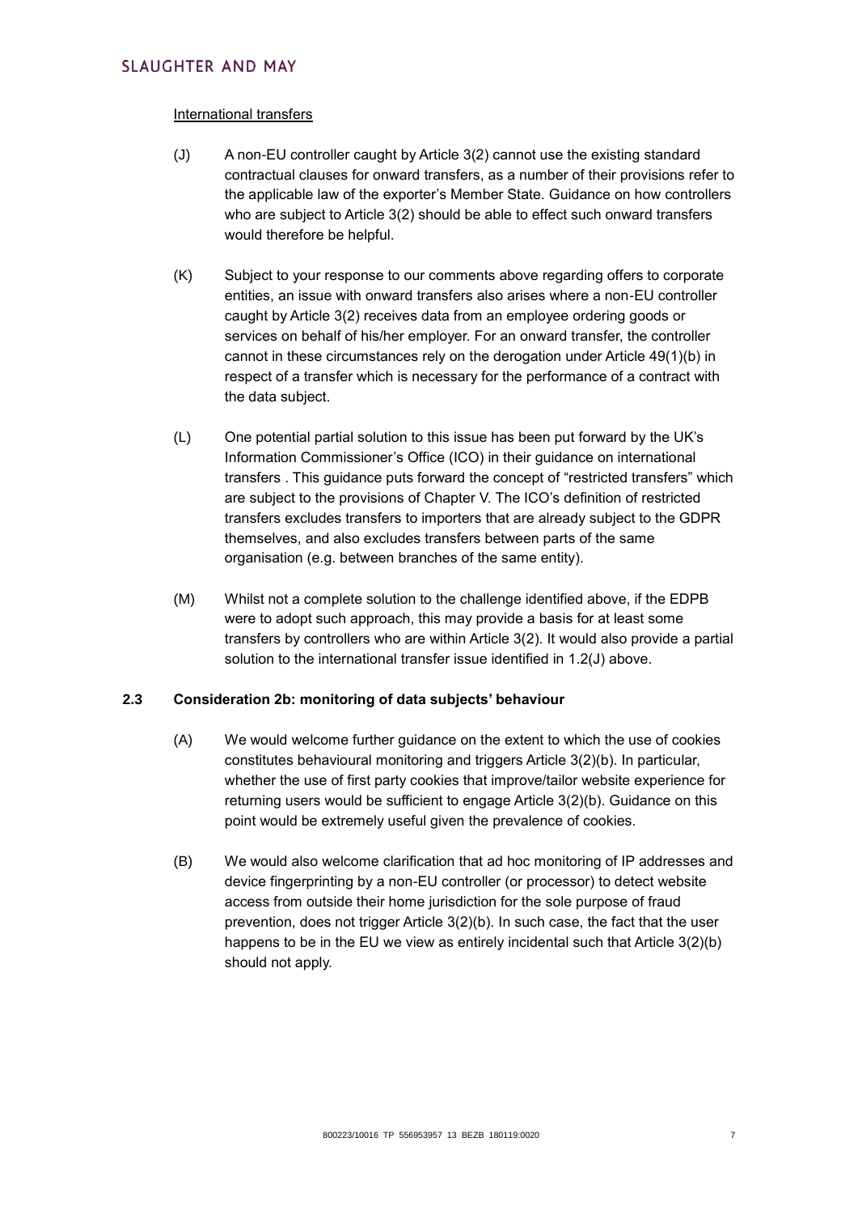International transfers

(J) A non-EU controller caught by Article 3(2) cannot use the existing standard contractual clauses for onward transfers, as a number of their provisions refer to the applicable law of the exporter's Member State. Guidance on how controllers who are subject to Article 3(2) should be able to effect such onward transfers would therefore be helpful.

(K) Subject to your response to our comments above regarding offers to corporate entities, an issue with onward transfers also arises where a non-EU controller caught by Article 3(2) receives data from an employee ordering goods or services on behalf of his/her employer. For an onward transfer, the controller cannot in these circumstances rely on the derogation under Article 49(1)(b) in respect of a transfer which is necessary for the performance of a contract with the data subject.

(L) One potential partial solution to this issue has been put forward by the UK's Information Commissioner's Office (ICO) in their guidance on international transfers . This guidance puts forward the concept of "restricted transfers" which are subject to the provisions of Chapter V. The ICO's definition of restricted transfers excludes transfers to importers that are already subject to the GDPR themselves, and also excludes transfers between parts of the same organisation (e.g. between branches of the same entity).

(M) Whilst not a complete solution to the challenge identified above, if the EDPB were to adopt such approach, this may provide a basis for at least some transfers by controllers who are within Article 3(2). It would also provide a partial solution to the international transfer issue identified in 1.2(J) above.

### 2.3 Consideration 2b: monitoring of data subjects' behaviour

(A) We would welcome further guidance on the extent to which the use of cookies constitutes behavioural monitoring and triggers Article 3(2)(b). In particular, whether the use of first party cookies that improve/tailor website experience for returning users would be sufficient to engage Article 3(2)(b). Guidance on this point would be extremely useful given the prevalence of cookies.

(B) We would also welcome clarification that ad hoc monitoring of IP addresses and device fingerprinting by a non-EU controller (or processor) to detect website access from outside their home jurisdiction for the sole purpose of fraud prevention, does not trigger Article 3(2)(b). In such case, the fact that the user happens to be in the EU we view as entirely incidental such that Article 3(2)(b) should not apply.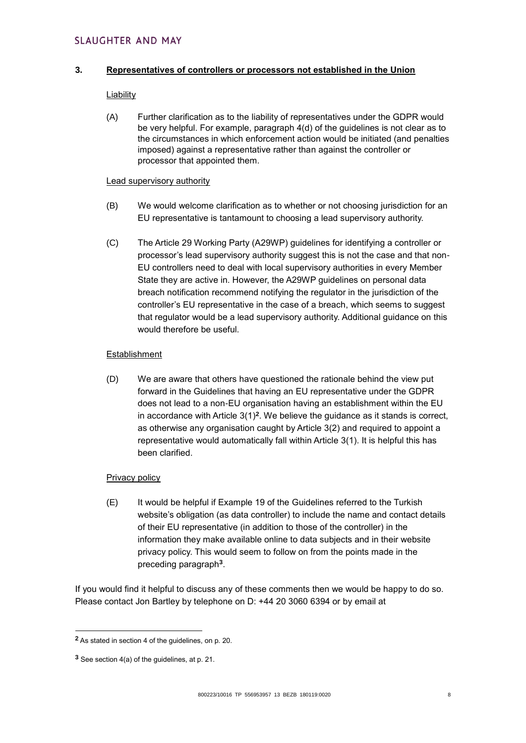## 3. Representatives of controllers or processors not established in the Union

Liability

(A) Further clarification as to the liability of representatives under the GDPR would be very helpful. For example, paragraph 4(d) of the guidelines is not clear as to the circumstances in which enforcement action would be initiated (and penalties imposed) against a representative rather than against the controller or processor that appointed them.

Lead supervisory authority

(B) We would welcome clarification as to whether or not choosing jurisdiction for an EU representative is tantamount to choosing a lead supervisory authority.

(C) The Article 29 Working Party (A29WP) guidelines for identifying a controller or processor's lead supervisory authority suggest this is not the case and that non-EU controllers need to deal with local supervisory authorities in every Member State they are active in. However, the A29WP guidelines on personal data breach notification recommend notifying the regulator in the jurisdiction of the controller's EU representative in the case of a breach, which seems to suggest that regulator would be a lead supervisory authority. Additional guidance on this would therefore be useful.

Establishment

(D) We are aware that others have questioned the rationale behind the view put forward in the Guidelines that having an EU representative under the GDPR does not lead to a non-EU organisation having an establishment within the EU in accordance with Article 3(1)[2]. We believe the guidance as it stands is correct, as otherwise any organisation caught by Article 3(2) and required to appoint a representative would automatically fall within Article 3(1). It is helpful this has been clarified.

Privacy policy

(E) It would be helpful if Example 19 of the Guidelines referred to the Turkish website's obligation (as data controller) to include the name and contact details of their EU representative (in addition to those of the controller) in the information they make available online to data subjects and in their website privacy policy. This would seem to follow on from the points made in the preceding paragraph[3].

If you would find it helpful to discuss any of these comments then we would be happy to do so. Please contact Jon Bartley by telephone on D: +44 20 3060 6394 or by email at

---

[2] As stated in section 4 of the guidelines, on p. 20.

[3] See section 4(a) of the guidelines, at p. 21.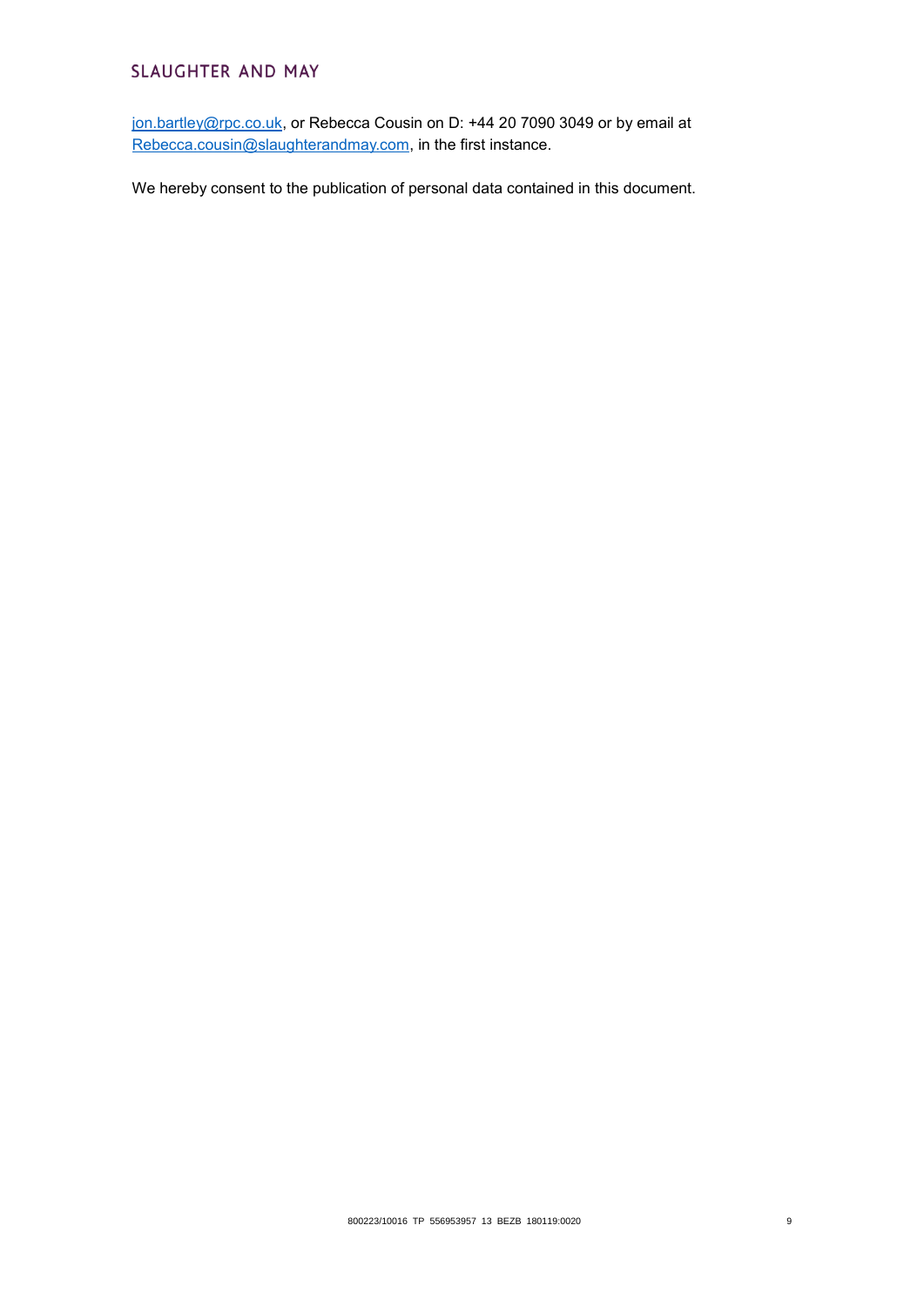jon.bartley@rpc.co.uk, or Rebecca Cousin on D: +44 20 7090 3049 or by email at Rebecca.cousin@slaughterandmay.com, in the first instance.

We hereby consent to the publication of personal data contained in this document.